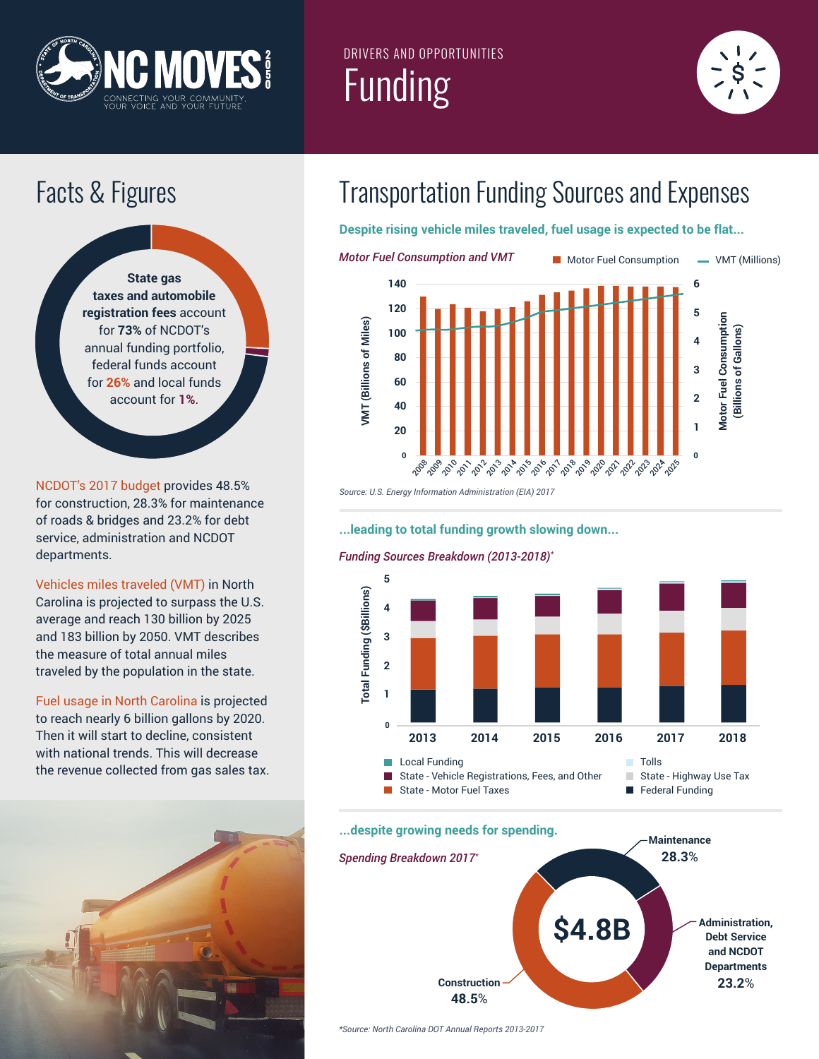NC MOVES 2050

CONNECTING YOUR COMMUNITY, YOUR VOICE AND YOUR FUTURE

DRIVERS AND OPPORTUNITIES

# Funding

## Facts & Figures

**State gas taxes and automobile registration fees** account for **73%** of NCDOT's annual funding portfolio, federal funds account for **26%** and local funds account for **1%**.

NCDOT's 2017 budget provides 48.5% for construction, 28.3% for maintenance of roads & bridges and 23.2% for debt service, administration and NCDOT departments.

Vehicles miles traveled (VMT) in North Carolina is projected to surpass the U.S. average and reach 130 billion by 2025 and 183 billion by 2050. VMT describes the measure of total annual miles traveled by the population in the state.

Fuel usage in North Carolina is projected to reach nearly 6 billion gallons by 2020. Then it will start to decline, consistent with national trends. This will decrease the revenue collected from gas sales tax.

## Transportation Funding Sources and Expenses

**Despite rising vehicle miles traveled, fuel usage is expected to be flat...**

*Motor Fuel Consumption and VMT*

Source: U.S. Energy Information Administration (EIA) 2017

**...leading to total funding growth slowing down...**

*Funding Sources Breakdown (2013-2018)**

**...despite growing needs for spending.**

*Spending Breakdown 2017**

$4.8B

- Maintenance 28.3%
- Administration, Debt Service and NCDOT Departments 23.2%
- Construction 48.5%

*Source: North Carolina DOT Annual Reports 2013-2017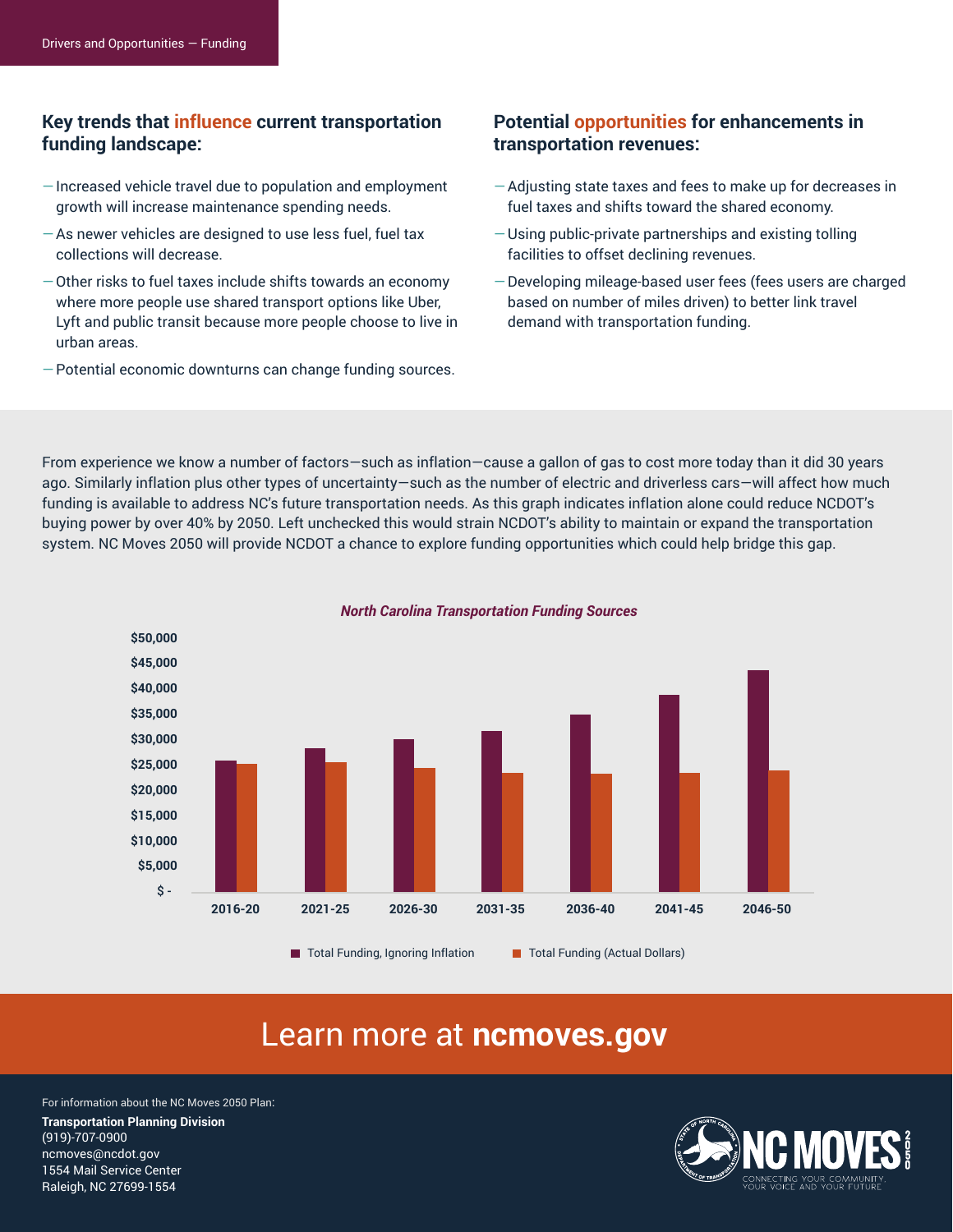## Key trends that influence current transportation funding landscape:

- Increased vehicle travel due to population and employment growth will increase maintenance spending needs.
- As newer vehicles are designed to use less fuel, fuel tax collections will decrease.
- Other risks to fuel taxes include shifts towards an economy where more people use shared transport options like Uber, Lyft and public transit because more people choose to live in urban areas.
- Potential economic downturns can change funding sources.

## Potential opportunities for enhancements in transportation revenues:

- Adjusting state taxes and fees to make up for decreases in fuel taxes and shifts toward the shared economy.
- Using public-private partnerships and existing tolling facilities to offset declining revenues.
- Developing mileage-based user fees (fees users are charged based on number of miles driven) to better link travel demand with transportation funding.

From experience we know a number of factors—such as inflation—cause a gallon of gas to cost more today than it did 30 years ago. Similarly inflation plus other types of uncertainty—such as the number of electric and driverless cars—will affect how much funding is available to address NC's future transportation needs. As this graph indicates inflation alone could reduce NCDOT's buying power by over 40% by 2050. Left unchecked this would strain NCDOT's ability to maintain or expand the transportation system. NC Moves 2050 will provide NCDOT a chance to explore funding opportunities which could help bridge this gap.

*North Carolina Transportation Funding Sources*

$50,000
$45,000
$40,000
$35,000
$30,000
$25,000
$20,000
$15,000
$10,000
$5,000
$ -

2016-20 2021-25 2026-30 2031-35 2036-40 2041-45 2046-50

Total Funding, Ignoring Inflation
Total Funding (Actual Dollars)

# Learn more at **ncmoves.gov**

For information about the NC Moves 2050 Plan:

**Transportation Planning Division**
(919)-707-0900
ncmoves@ncdot.gov
1554 Mail Service Center
Raleigh, NC 27699-1554

NC MOVES 2050
CONNECTING YOUR COMMUNITY, YOUR VOICE AND YOUR FUTURE